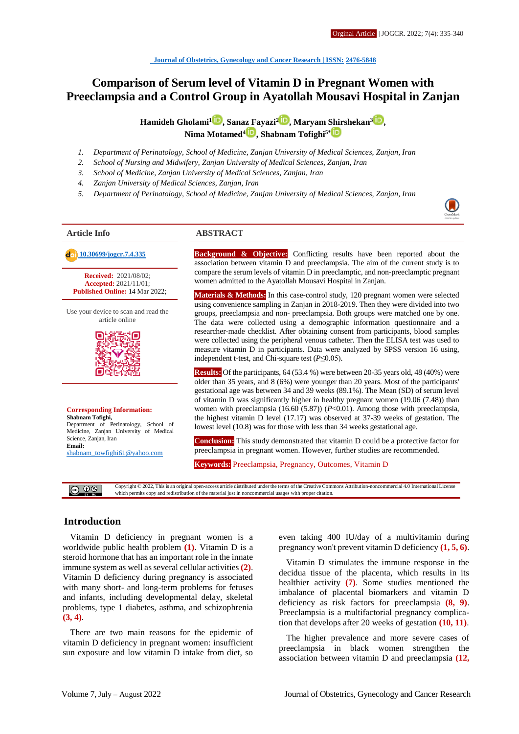Orginal Article | JOGCR. 2022; 7(4): 335-340

Journal of Obstetrics, Gynecology and Cancer Research | ISSN: 2476-5848

# Comparison of Serum level of Vitamin D in Pregnant Women with Preeclampsia and a Control Group in Ayatollah Mousavi Hospital in Zanjan

**Hamideh Gholami[1], Sanaz Fayazi[2], Maryam Shirshekan[3], Nima Motamed[4], Shabnam Tofighi[5]***

1. *Department of Perinatology, School of Medicine, Zanjan University of Medical Sciences, Zanjan, Iran*
2. *School of Nursing and Midwifery, Zanjan University of Medical Sciences, Zanjan, Iran*
3. *School of Medicine, Zanjan University of Medical Sciences, Zanjan, Iran*
4. *Zanjan University of Medical Sciences, Zanjan, Iran*
5. *Department of Perinatology, School of Medicine, Zanjan University of Medical Sciences, Zanjan, Iran*

## Article Info

10.30699/jogcr.7.4.335

**Received:** 2021/08/02;
**Accepted:** 2021/11/01;
**Published Online:** 14 Mar 2022;

Use your device to scan and read the article online

**Corresponding Information:**
**Shabnam Tofighi,**
Department of Perinatology, School of Medicine, Zanjan University of Medical Science, Zanjan, Iran
**Email:**
shabnam_towfighi61@yahoo.com

## ABSTRACT

**Background & Objective:** Conflicting results have been reported about the association between vitamin D and preeclampsia. The aim of the current study is to compare the serum levels of vitamin D in preeclamptic, and non-preeclamptic pregnant women admitted to the Ayatollah Mousavi Hospital in Zanjan.

**Materials & Methods:** In this case-control study, 120 pregnant women were selected using convenience sampling in Zanjan in 2018-2019. Then they were divided into two groups, preeclampsia and non- preeclampsia. Both groups were matched one by one. The data were collected using a demographic information questionnaire and a researcher-made checklist. After obtaining consent from participants, blood samples were collected using the peripheral venous catheter. Then the ELISA test was used to measure vitamin D in participants. Data were analyzed by SPSS version 16 using, independent t-test, and Chi-square test ($P \leq 0.05$).

**Results:** Of the participants, 64 (53.4 %) were between 20-35 years old, 48 (40%) were older than 35 years, and 8 (6%) were younger than 20 years. Most of the participants' gestational age was between 34 and 39 weeks (89.1%). The Mean (SD) of serum level of vitamin D was significantly higher in healthy pregnant women (19.06 (7.48)) than women with preeclampsia (16.60 (5.87)) ($P<0.01$). Among those with preeclampsia, the highest vitamin D level (17.17) was observed at 37-39 weeks of gestation. The lowest level (10.8) was for those with less than 34 weeks gestational age.

**Conclusion:** This study demonstrated that vitamin D could be a protective factor for preeclampsia in pregnant women. However, further studies are recommended.

**Keywords:** Preeclampsia, Pregnancy, Outcomes, Vitamin D

Copyright © 2022, This is an original open-access article distributed under the terms of the Creative Commons Attribution-noncommercial 4.0 International License which permits copy and redistribution of the material just in noncommercial usages with proper citation.

## Introduction

Vitamin D deficiency in pregnant women is a worldwide public health problem **(1)**. Vitamin D is a steroid hormone that has an important role in the innate immune system as well as several cellular activities **(2)**. Vitamin D deficiency during pregnancy is associated with many short- and long-term problems for fetuses and infants, including developmental delay, skeletal problems, type 1 diabetes, asthma, and schizophrenia **(3, 4)**.

There are two main reasons for the epidemic of vitamin D deficiency in pregnant women: insufficient sun exposure and low vitamin D intake from diet, so even taking 400 IU/day of a multivitamin during pregnancy won't prevent vitamin D deficiency **(1, 5, 6)**.

Vitamin D stimulates the immune response in the decidua tissue of the placenta, which results in its healthier activity **(7)**. Some studies mentioned the imbalance of placental biomarkers and vitamin D deficiency as risk factors for preeclampsia **(8, 9)**. Preeclampsia is a multifactorial pregnancy complication that develops after 20 weeks of gestation **(10, 11)**.

The higher prevalence and more severe cases of preeclampsia in black women strengthen the association between vitamin D and preeclampsia **(12,**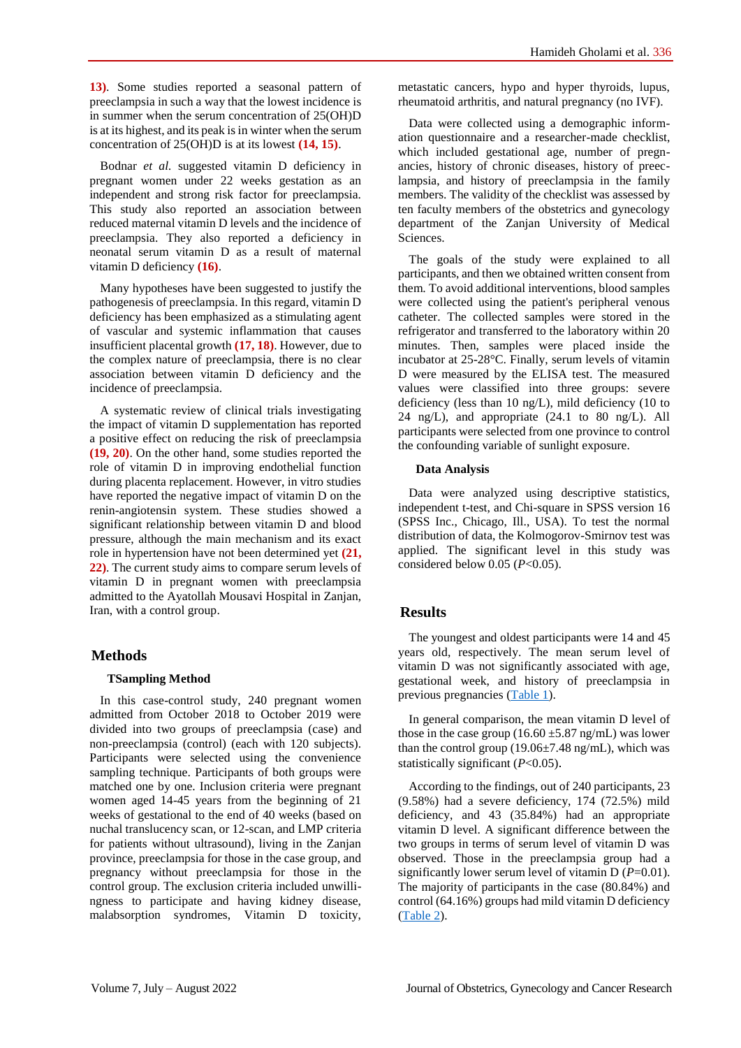13). Some studies reported a seasonal pattern of preeclampsia in such a way that the lowest incidence is in summer when the serum concentration of 25(OH)D is at its highest, and its peak is in winter when the serum concentration of 25(OH)D is at its lowest (14, 15).

Bodnar *et al.* suggested vitamin D deficiency in pregnant women under 22 weeks gestation as an independent and strong risk factor for preeclampsia. This study also reported an association between reduced maternal vitamin D levels and the incidence of preeclampsia. They also reported a deficiency in neonatal serum vitamin D as a result of maternal vitamin D deficiency (16).

Many hypotheses have been suggested to justify the pathogenesis of preeclampsia. In this regard, vitamin D deficiency has been emphasized as a stimulating agent of vascular and systemic inflammation that causes insufficient placental growth (17, 18). However, due to the complex nature of preeclampsia, there is no clear association between vitamin D deficiency and the incidence of preeclampsia.

A systematic review of clinical trials investigating the impact of vitamin D supplementation has reported a positive effect on reducing the risk of preeclampsia (19, 20). On the other hand, some studies reported the role of vitamin D in improving endothelial function during placenta replacement. However, in vitro studies have reported the negative impact of vitamin D on the renin-angiotensin system. These studies showed a significant relationship between vitamin D and blood pressure, although the main mechanism and its exact role in hypertension have not been determined yet (21, 22). The current study aims to compare serum levels of vitamin D in pregnant women with preeclampsia admitted to the Ayatollah Mousavi Hospital in Zanjan, Iran, with a control group.

## Methods

### TSampling Method

In this case-control study, 240 pregnant women admitted from October 2018 to October 2019 were divided into two groups of preeclampsia (case) and non-preeclampsia (control) (each with 120 subjects). Participants were selected using the convenience sampling technique. Participants of both groups were matched one by one. Inclusion criteria were pregnant women aged 14-45 years from the beginning of 21 weeks of gestational to the end of 40 weeks (based on nuchal translucency scan, or 12-scan, and LMP criteria for patients without ultrasound), living in the Zanjan province, preeclampsia for those in the case group, and pregnancy without preeclampsia for those in the control group. The exclusion criteria included unwillingness to participate and having kidney disease, malabsorption syndromes, Vitamin D toxicity, metastatic cancers, hypo and hyper thyroids, lupus, rheumatoid arthritis, and natural pregnancy (no IVF).

Data were collected using a demographic information questionnaire and a researcher-made checklist, which included gestational age, number of pregnancies, history of chronic diseases, history of preeclampsia, and history of preeclampsia in the family members. The validity of the checklist was assessed by ten faculty members of the obstetrics and gynecology department of the Zanjan University of Medical Sciences.

The goals of the study were explained to all participants, and then we obtained written consent from them. To avoid additional interventions, blood samples were collected using the patient's peripheral venous catheter. The collected samples were stored in the refrigerator and transferred to the laboratory within 20 minutes. Then, samples were placed inside the incubator at 25-28°C. Finally, serum levels of vitamin D were measured by the ELISA test. The measured values were classified into three groups: severe deficiency (less than 10 ng/L), mild deficiency (10 to 24 ng/L), and appropriate (24.1 to 80 ng/L). All participants were selected from one province to control the confounding variable of sunlight exposure.

### Data Analysis

Data were analyzed using descriptive statistics, independent t-test, and Chi-square in SPSS version 16 (SPSS Inc., Chicago, Ill., USA). To test the normal distribution of data, the Kolmogorov-Smirnov test was applied. The significant level in this study was considered below 0.05 ($P<0.05$).

## Results

The youngest and oldest participants were 14 and 45 years old, respectively. The mean serum level of vitamin D was not significantly associated with age, gestational week, and history of preeclampsia in previous pregnancies (Table 1).

In general comparison, the mean vitamin D level of those in the case group (16.60 ±5.87 ng/mL) was lower than the control group (19.06±7.48 ng/mL), which was statistically significant ($P<0.05$).

According to the findings, out of 240 participants, 23 (9.58%) had a severe deficiency, 174 (72.5%) mild deficiency, and 43 (35.84%) had an appropriate vitamin D level. A significant difference between the two groups in terms of serum level of vitamin D was observed. Those in the preeclampsia group had a significantly lower serum level of vitamin D ($P=0.01$). The majority of participants in the case (80.84%) and control (64.16%) groups had mild vitamin D deficiency (Table 2).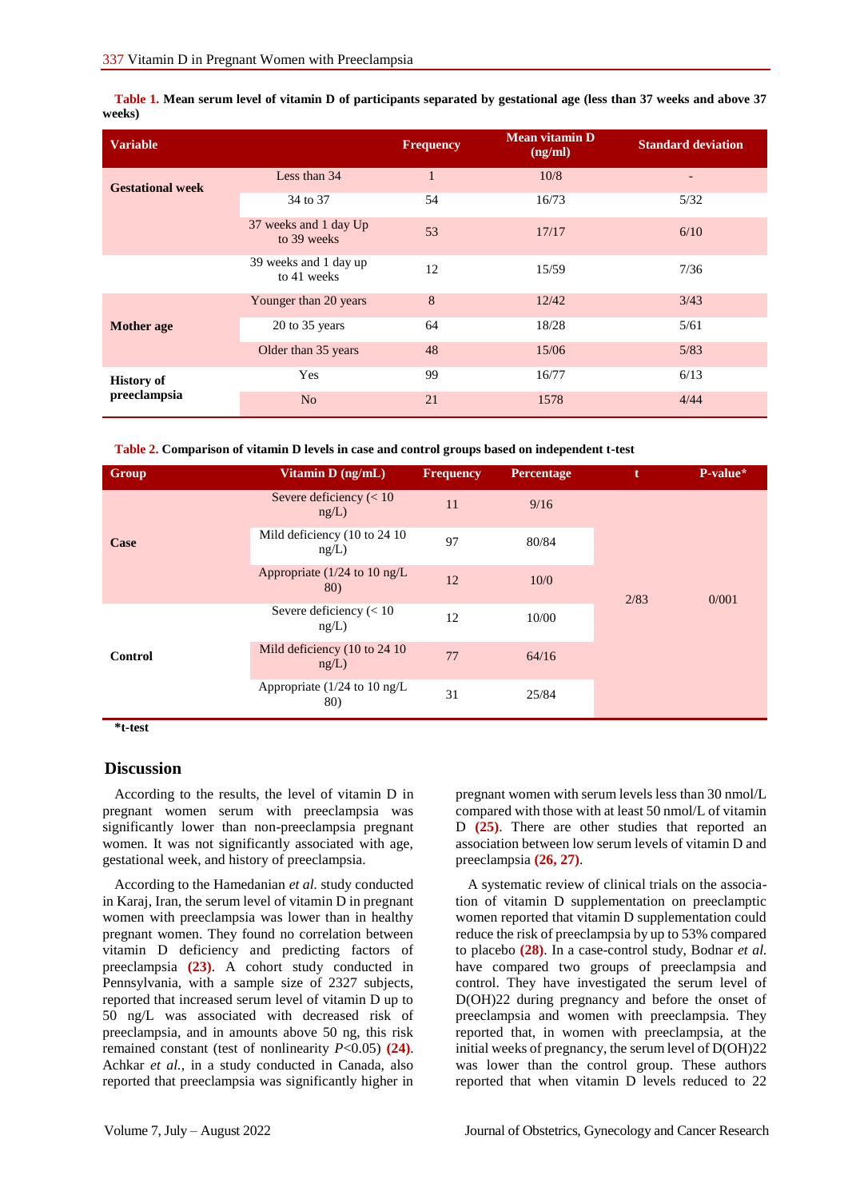**Table 1.** Mean serum level of vitamin D of participants separated by gestational age (less than 37 weeks and above 37 weeks)

| Variable | | Frequency | Mean vitamin D (ng/ml) | Standard deviation |
|---|---|---|---|---|
| Gestational week | Less than 34 | 1 | 10/8 | - |
| | 34 to 37 | 54 | 16/73 | 5/32 |
| | 37 weeks and 1 day Up to 39 weeks | 53 | 17/17 | 6/10 |
| | 39 weeks and 1 day up to 41 weeks | 12 | 15/59 | 7/36 |
| Mother age | Younger than 20 years | 8 | 12/42 | 3/43 |
| | 20 to 35 years | 64 | 18/28 | 5/61 |
| | Older than 35 years | 48 | 15/06 | 5/83 |
| History of preeclampsia | Yes | 99 | 16/77 | 6/13 |
| | No | 21 | 1578 | 4/44 |

**Table 2.** Comparison of vitamin D levels in case and control groups based on independent t-test

| Group | Vitamin D (ng/mL) | Frequency | Percentage | t | P-value* |
|---|---|---|---|---|---|
| Case | Severe deficiency (< 10 ng/L) | 11 | 9/16 | 2/83 | 0/001 |
| | Mild deficiency (10 to 24 10 ng/L) | 97 | 80/84 | | |
| | Appropriate (1/24 to 10 ng/L 80) | 12 | 10/0 | | |
| Control | Severe deficiency (< 10 ng/L) | 12 | 10/00 | | |
| | Mild deficiency (10 to 24 10 ng/L) | 77 | 64/16 | | |
| | Appropriate (1/24 to 10 ng/L 80) | 31 | 25/84 | | |

*t-test

## Discussion

According to the results, the level of vitamin D in pregnant women with preeclampsia serum was significantly lower than non-preeclampsia pregnant women. It was not significantly associated with age, gestational week, and history of preeclampsia.

According to the Hamedanian *et al.* study conducted in Karaj, Iran, the serum level of vitamin D in pregnant women with preeclampsia was lower than in healthy pregnant women. They found no correlation between vitamin D deficiency and predicting factors of preeclampsia **(23)**. A cohort study conducted in Pennsylvania, with a sample size of 2327 subjects, reported that increased serum level of vitamin D up to 50 ng/L was associated with decreased risk of preeclampsia, and in amounts above 50 ng, this risk remained constant (test of nonlinearity $P<0.05$) **(24)**. Achkar *et al.*, in a study conducted in Canada, also reported that preeclampsia was significantly higher in pregnant women with serum levels less than 30 nmol/L compared with those with at least 50 nmol/L of vitamin D **(25)**. There are other studies that reported an association between low serum levels of vitamin D and preeclampsia **(26, 27)**.

A systematic review of clinical trials on the association of vitamin D supplementation on preeclamptic women reported that vitamin D supplementation could reduce the risk of preeclampsia by up to 53% compared to placebo **(28)**. In a case-control study, Bodnar *et al.* have compared two groups of preeclampsia and control. They have investigated the serum level of D(OH)22 during pregnancy and before the onset of preeclampsia and women with preeclampsia. They reported that, in women with preeclampsia, at the initial weeks of pregnancy, the serum level of D(OH)22 was lower than the control group. These authors reported that when vitamin D levels reduced to 22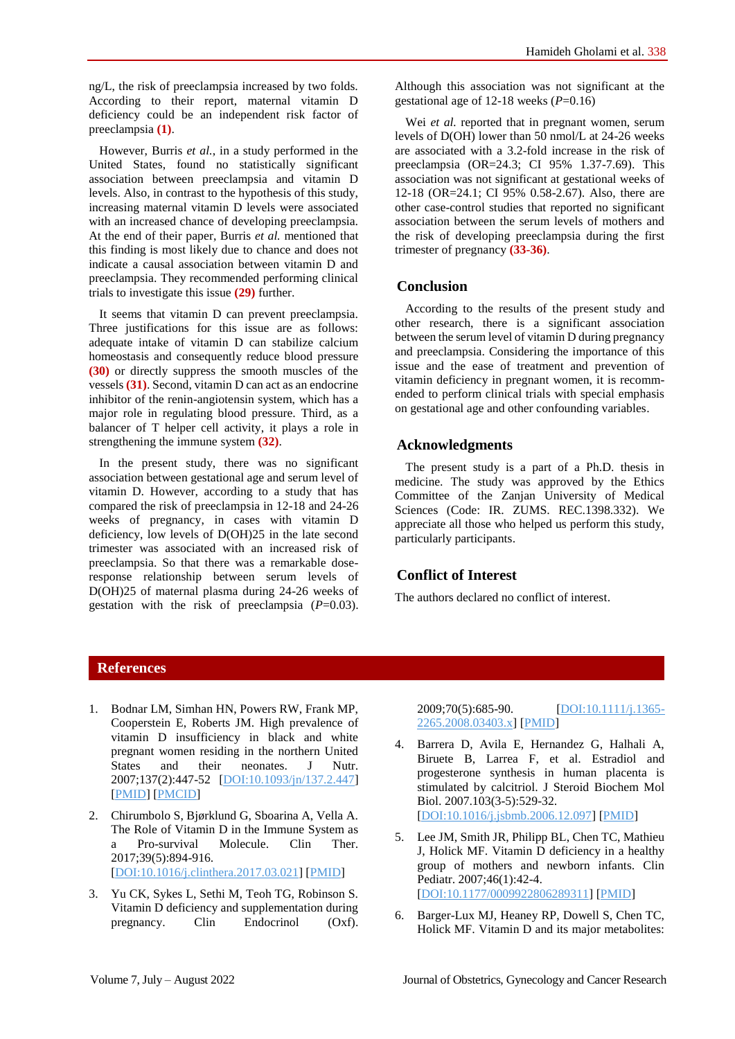ng/L, the risk of preeclampsia increased by two folds. According to their report, maternal vitamin D deficiency could be an independent risk factor of preeclampsia **(1)**.

However, Burris *et al.*, in a study performed in the United States, found no statistically significant association between preeclampsia and vitamin D levels. Also, in contrast to the hypothesis of this study, increasing maternal vitamin D levels were associated with an increased chance of developing preeclampsia. At the end of their paper, Burris *et al.* mentioned that this finding is most likely due to chance and does not indicate a causal association between vitamin D and preeclampsia. They recommended performing clinical trials to investigate this issue **(29)** further.

It seems that vitamin D can prevent preeclampsia. Three justifications for this issue are as follows: adequate intake of vitamin D can stabilize calcium homeostasis and consequently reduce blood pressure **(30)** or directly suppress the smooth muscles of the vessels **(31)**. Second, vitamin D can act as an endocrine inhibitor of the renin-angiotensin system, which has a major role in regulating blood pressure. Third, as a balancer of T helper cell activity, it plays a role in strengthening the immune system **(32)**.

In the present study, there was no significant association between gestational age and serum level of vitamin D. However, according to a study that has compared the risk of preeclampsia in 12-18 and 24-26 weeks of pregnancy, in cases with vitamin D deficiency, low levels of D(OH)25 in the late second trimester was associated with an increased risk of preeclampsia. So that there was a remarkable dose-response relationship between serum levels of D(OH)25 of maternal plasma during 24-26 weeks of gestation with the risk of preeclampsia ($P$=0.03). Although this association was not significant at the gestational age of 12-18 weeks ($P$=0.16)

Wei *et al.* reported that in pregnant women, serum levels of D(OH) lower than 50 nmol/L at 24-26 weeks are associated with a 3.2-fold increase in the risk of preeclampsia (OR=24.3; CI 95% 1.37-7.69). This association was not significant at gestational weeks of 12-18 (OR=24.1; CI 95% 0.58-2.67). Also, there are other case-control studies that reported no significant association between the serum levels of mothers and the risk of developing preeclampsia during the first trimester of pregnancy **(33-36)**.

## Conclusion

According to the results of the present study and other research, there is a significant association between the serum level of vitamin D during pregnancy and preeclampsia. Considering the importance of this issue and the ease of treatment and prevention of vitamin deficiency in pregnant women, it is recommended to perform clinical trials with special emphasis on gestational age and other confounding variables.

## Acknowledgments

The present study is a part of a Ph.D. thesis in medicine. The study was approved by the Ethics Committee of the Zanjan University of Medical Sciences (Code: IR. ZUMS. REC.1398.332). We appreciate all those who helped us perform this study, particularly participants.

## Conflict of Interest

The authors declared no conflict of interest.

## References

1. Bodnar LM, Simhan HN, Powers RW, Frank MP, Cooperstein E, Roberts JM. High prevalence of vitamin D insufficiency in black and white pregnant women residing in the northern United States and their neonates. J Nutr. 2007;137(2):447-52 [DOI:10.1093/jn/137.2.447] [PMID] [PMCID]
2. Chirumbolo S, Bjørklund G, Sboarina A, Vella A. The Role of Vitamin D in the Immune System as a Pro-survival Molecule. Clin Ther. 2017;39(5):894-916. [DOI:10.1016/j.clinthera.2017.03.021] [PMID]
3. Yu CK, Sykes L, Sethi M, Teoh TG, Robinson S. Vitamin D deficiency and supplementation during pregnancy. Clin Endocrinol (Oxf). 2009;70(5):685-90. [DOI:10.1111/j.1365-2265.2008.03403.x] [PMID]
4. Barrera D, Avila E, Hernandez G, Halhali A, Biruete B, Larrea F, et al. Estradiol and progesterone synthesis in human placenta is stimulated by calcitriol. J Steroid Biochem Mol Biol. 2007.103(3-5):529-32. [DOI:10.1016/j.jsbmb.2006.12.097] [PMID]
5. Lee JM, Smith JR, Philipp BL, Chen TC, Mathieu J, Holick MF. Vitamin D deficiency in a healthy group of mothers and newborn infants. Clin Pediatr. 2007;46(1):42-4. [DOI:10.1177/0009922806289311] [PMID]
6. Barger-Lux MJ, Heaney RP, Dowell S, Chen TC, Holick MF. Vitamin D and its major metabolites: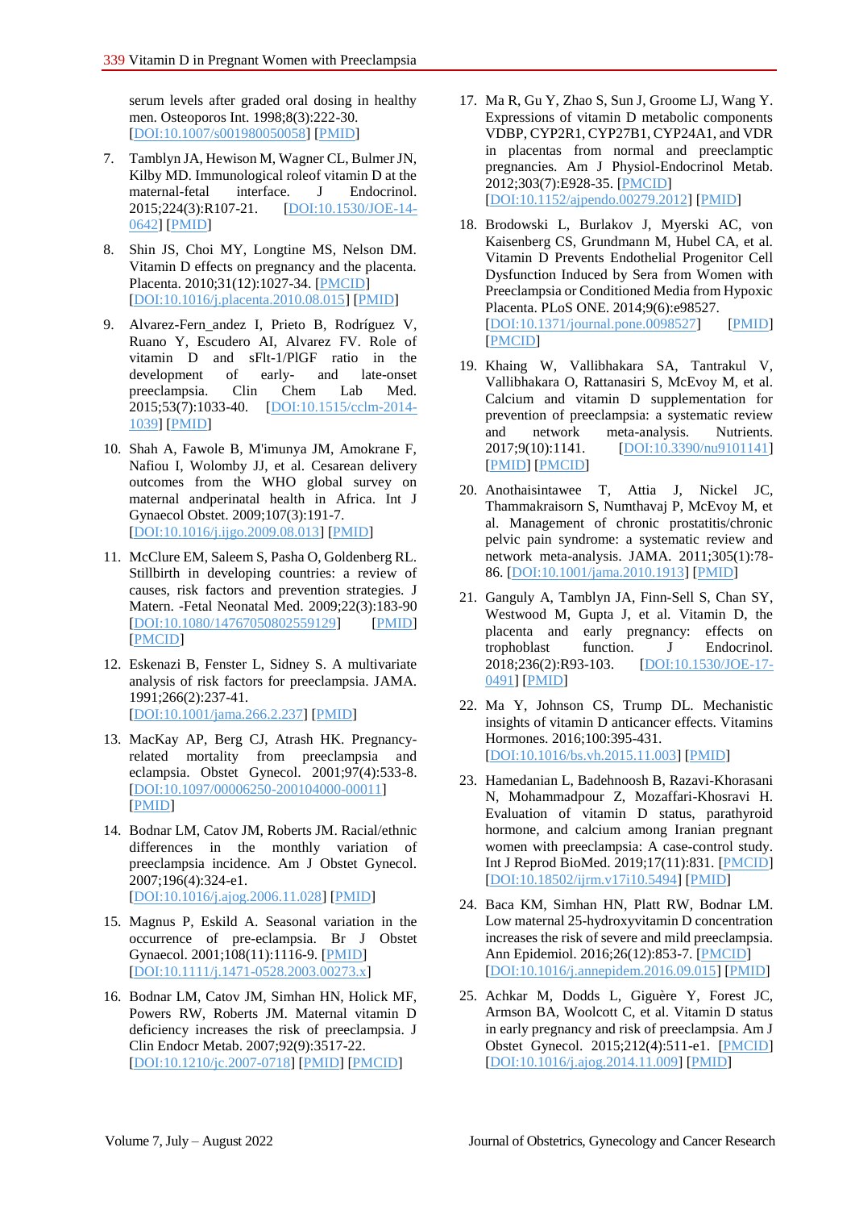serum levels after graded oral dosing in healthy men. Osteoporos Int. 1998;8(3):222-30. [DOI:10.1007/s001980050058] [PMID]

7. Tamblyn JA, Hewison M, Wagner CL, Bulmer JN, Kilby MD. Immunological roleof vitamin D at the maternal-fetal interface. J Endocrinol. 2015;224(3):R107-21. [DOI:10.1530/JOE-14-0642] [PMID]

8. Shin JS, Choi MY, Longtine MS, Nelson DM. Vitamin D effects on pregnancy and the placenta. Placenta. 2010;31(12):1027-34. [PMCID] [DOI:10.1016/j.placenta.2010.08.015] [PMID]

9. Alvarez-Fern_andez I, Prieto B, Rodríguez V, Ruano Y, Escudero AI, Alvarez FV. Role of vitamin D and sFlt-1/PlGF ratio in the development of early- and late-onset preeclampsia. Clin Chem Lab Med. 2015;53(7):1033-40. [DOI:10.1515/cclm-2014-1039] [PMID]

10. Shah A, Fawole B, M'imunya JM, Amokrane F, Nafiou I, Wolomby JJ, et al. Cesarean delivery outcomes from the WHO global survey on maternal andperinatal health in Africa. Int J Gynaecol Obstet. 2009;107(3):191-7. [DOI:10.1016/j.ijgo.2009.08.013] [PMID]

11. McClure EM, Saleem S, Pasha O, Goldenberg RL. Stillbirth in developing countries: a review of causes, risk factors and prevention strategies. J Matern. -Fetal Neonatal Med. 2009;22(3):183-90 [DOI:10.1080/14767050802559129] [PMID] [PMCID]

12. Eskenazi B, Fenster L, Sidney S. A multivariate analysis of risk factors for preeclampsia. JAMA. 1991;266(2):237-41. [DOI:10.1001/jama.266.2.237] [PMID]

13. MacKay AP, Berg CJ, Atrash HK. Pregnancy-related mortality from preeclampsia and eclampsia. Obstet Gynecol. 2001;97(4):533-8. [DOI:10.1097/00006250-200104000-00011] [PMID]

14. Bodnar LM, Catov JM, Roberts JM. Racial/ethnic differences in the monthly variation of preeclampsia incidence. Am J Obstet Gynecol. 2007;196(4):324-e1. [DOI:10.1016/j.ajog.2006.11.028] [PMID]

15. Magnus P, Eskild A. Seasonal variation in the occurrence of pre-eclampsia. Br J Obstet Gynaecol. 2001;108(11):1116-9. [PMID] [DOI:10.1111/j.1471-0528.2003.00273.x]

16. Bodnar LM, Catov JM, Simhan HN, Holick MF, Powers RW, Roberts JM. Maternal vitamin D deficiency increases the risk of preeclampsia. J Clin Endocr Metab. 2007;92(9):3517-22. [DOI:10.1210/jc.2007-0718] [PMID] [PMCID]

17. Ma R, Gu Y, Zhao S, Sun J, Groome LJ, Wang Y. Expressions of vitamin D metabolic components VDBP, CYP2R1, CYP27B1, CYP24A1, and VDR in placentas from normal and preeclamptic pregnancies. Am J Physiol-Endocrinol Metab. 2012;303(7):E928-35. [PMCID] [DOI:10.1152/ajpendo.00279.2012] [PMID]

18. Brodowski L, Burlakov J, Myerski AC, von Kaisenberg CS, Grundmann M, Hubel CA, et al. Vitamin D Prevents Endothelial Progenitor Cell Dysfunction Induced by Sera from Women with Preeclampsia or Conditioned Media from Hypoxic Placenta. PLoS ONE. 2014;9(6):e98527. [DOI:10.1371/journal.pone.0098527] [PMID] [PMCID]

19. Khaing W, Vallibhakara SA, Tantrakul V, Vallibhakara O, Rattanasiri S, McEvoy M, et al. Calcium and vitamin D supplementation for prevention of preeclampsia: a systematic review and network meta-analysis. Nutrients. 2017;9(10):1141. [DOI:10.3390/nu9101141] [PMID] [PMCID]

20. Anothaisintawee T, Attia J, Nickel JC, Thammakraisorn S, Numthavaj P, McEvoy M, et al. Management of chronic prostatitis/chronic pelvic pain syndrome: a systematic review and network meta-analysis. JAMA. 2011;305(1):78-86. [DOI:10.1001/jama.2010.1913] [PMID]

21. Ganguly A, Tamblyn JA, Finn-Sell S, Chan SY, Westwood M, Gupta J, et al. Vitamin D, the placenta and early pregnancy: effects on trophoblast function. J Endocrinol. 2018;236(2):R93-103. [DOI:10.1530/JOE-17-0491] [PMID]

22. Ma Y, Johnson CS, Trump DL. Mechanistic insights of vitamin D anticancer effects. Vitamins Hormones. 2016;100:395-431. [DOI:10.1016/bs.vh.2015.11.003] [PMID]

23. Hamedanian L, Badehnoosh B, Razavi-Khorasani N, Mohammadpour Z, Mozaffari-Khosravi H. Evaluation of vitamin D status, parathyroid hormone, and calcium among Iranian pregnant women with preeclampsia: A case-control study. Int J Reprod BioMed. 2019;17(11):831. [PMCID] [DOI:10.18502/ijrm.v17i10.5494] [PMID]

24. Baca KM, Simhan HN, Platt RW, Bodnar LM. Low maternal 25-hydroxyvitamin D concentration increases the risk of severe and mild preeclampsia. Ann Epidemiol. 2016;26(12):853-7. [PMCID] [DOI:10.1016/j.annepidem.2016.09.015] [PMID]

25. Achkar M, Dodds L, Giguère Y, Forest JC, Armson BA, Woolcott C, et al. Vitamin D status in early pregnancy and risk of preeclampsia. Am J Obstet Gynecol. 2015;212(4):511-e1. [PMCID] [DOI:10.1016/j.ajog.2014.11.009] [PMID]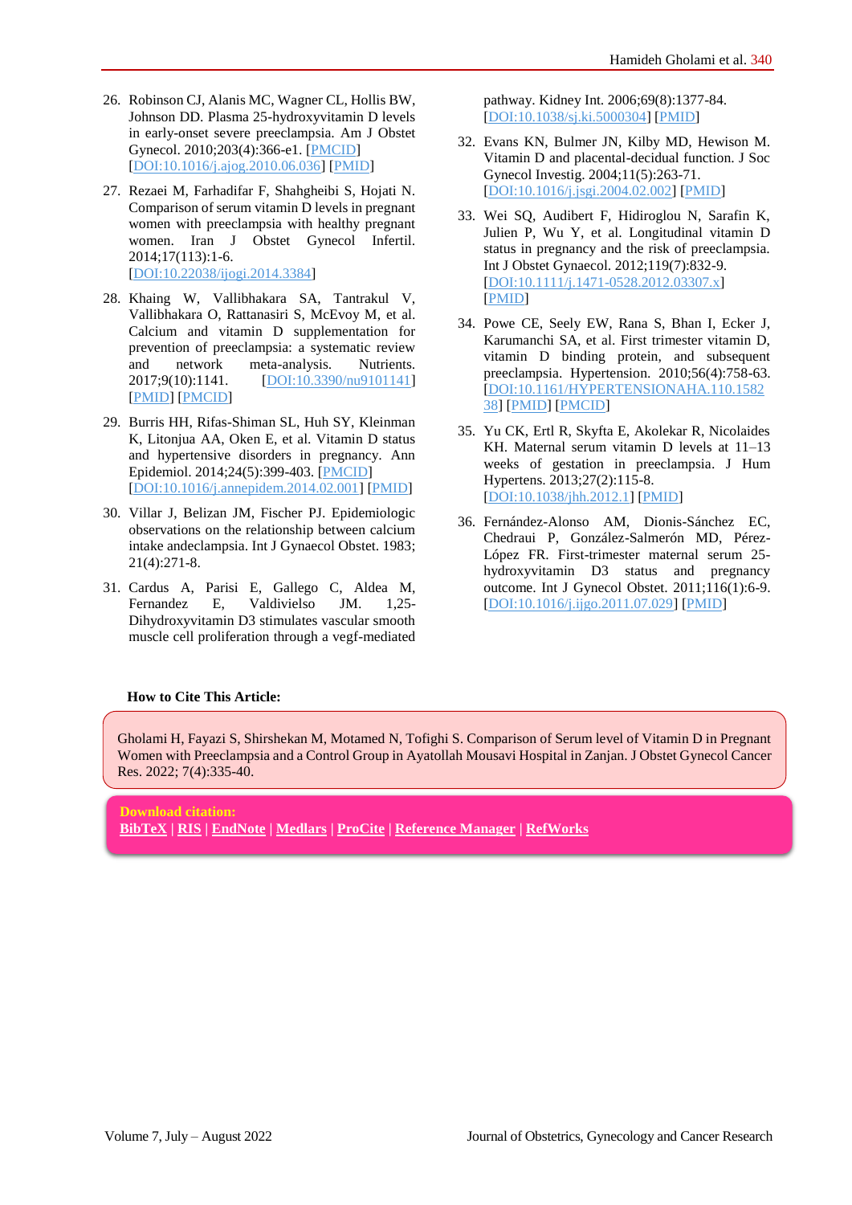26. Robinson CJ, Alanis MC, Wagner CL, Hollis BW, Johnson DD. Plasma 25-hydroxyvitamin D levels in early-onset severe preeclampsia. Am J Obstet Gynecol. 2010;203(4):366-e1. [PMCID] [DOI:10.1016/j.ajog.2010.06.036] [PMID]

27. Rezaei M, Farhadifar F, Shahgheibi S, Hojati N. Comparison of serum vitamin D levels in pregnant women with preeclampsia with healthy pregnant women. Iran J Obstet Gynecol Infertil. 2014;17(113):1-6. [DOI:10.22038/ijogi.2014.3384]

28. Khaing W, Vallibhakara SA, Tantrakul V, Vallibhakara O, Rattanasiri S, McEvoy M, et al. Calcium and vitamin D supplementation for prevention of preeclampsia: a systematic review and network meta-analysis. Nutrients. 2017;9(10):1141. [DOI:10.3390/nu9101141] [PMID] [PMCID]

29. Burris HH, Rifas-Shiman SL, Huh SY, Kleinman K, Litonjua AA, Oken E, et al. Vitamin D status and hypertensive disorders in pregnancy. Ann Epidemiol. 2014;24(5):399-403. [PMCID] [DOI:10.1016/j.annepidem.2014.02.001] [PMID]

30. Villar J, Belizan JM, Fischer PJ. Epidemiologic observations on the relationship between calcium intake andeclampsia. Int J Gynaecol Obstet. 1983; 21(4):271-8.

31. Cardus A, Parisi E, Gallego C, Aldea M, Fernandez E, Valdivielso JM. 1,25-Dihydroxyvitamin D3 stimulates vascular smooth muscle cell proliferation through a vegf-mediated pathway. Kidney Int. 2006;69(8):1377-84. [DOI:10.1038/sj.ki.5000304] [PMID]

32. Evans KN, Bulmer JN, Kilby MD, Hewison M. Vitamin D and placental-decidual function. J Soc Gynecol Investig. 2004;11(5):263-71. [DOI:10.1016/j.jsgi.2004.02.002] [PMID]

33. Wei SQ, Audibert F, Hidiroglou N, Sarafin K, Julien P, Wu Y, et al. Longitudinal vitamin D status in pregnancy and the risk of preeclampsia. Int J Obstet Gynaecol. 2012;119(7):832-9. [DOI:10.1111/j.1471-0528.2012.03307.x] [PMID]

34. Powe CE, Seely EW, Rana S, Bhan I, Ecker J, Karumanchi SA, et al. First trimester vitamin D, vitamin D binding protein, and subsequent preeclampsia. Hypertension. 2010;56(4):758-63. [DOI:10.1161/HYPERTENSIONAHA.110.158238] [PMID] [PMCID]

35. Yu CK, Ertl R, Skyfta E, Akolekar R, Nicolaides KH. Maternal serum vitamin D levels at 11–13 weeks of gestation in preeclampsia. J Hum Hypertens. 2013;27(2):115-8. [DOI:10.1038/jhh.2012.1] [PMID]

36. Fernández-Alonso AM, Dionis-Sánchez EC, Chedraui P, González-Salmerón MD, Pérez-López FR. First-trimester maternal serum 25-hydroxyvitamin D3 status and pregnancy outcome. Int J Gynecol Obstet. 2011;116(1):6-9. [DOI:10.1016/j.ijgo.2011.07.029] [PMID]

**How to Cite This Article:**

Gholami H, Fayazi S, Shirshekan M, Motamed N, Tofighi S. Comparison of Serum level of Vitamin D in Pregnant Women with Preeclampsia and a Control Group in Ayatollah Mousavi Hospital in Zanjan. J Obstet Gynecol Cancer Res. 2022; 7(4):335-40.

**Download citation:**
**BibTeX | RIS | EndNote | Medlars | ProCite | Reference Manager | RefWorks**